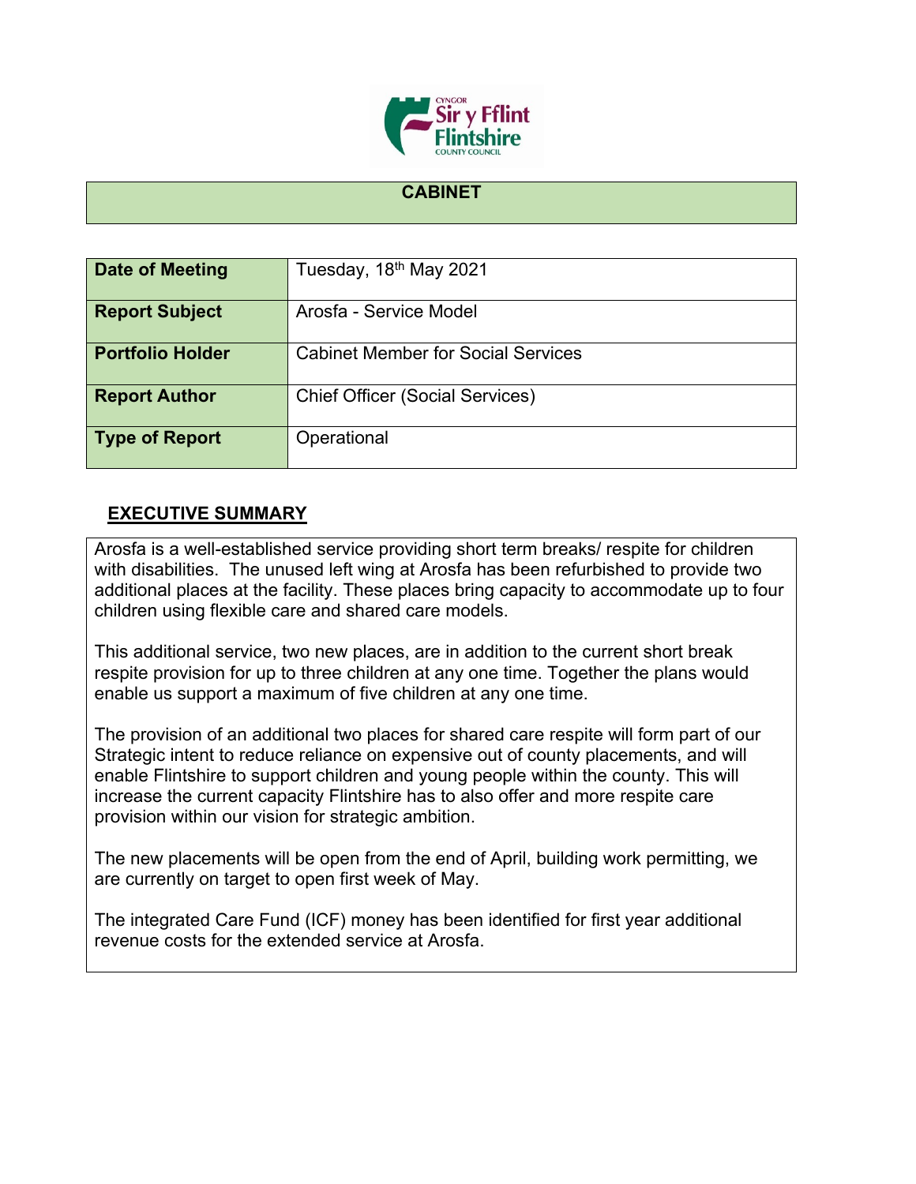# CABINET

| Date of Meeting | Tuesday, 18th May 2021 |
| --- | --- |
| Report Subject | Arosfa - Service Model |
| Portfolio Holder | Cabinet Member for Social Services |
| Report Author | Chief Officer (Social Services) |
| Type of Report | Operational |

## EXECUTIVE SUMMARY

Arosfa is a well-established service providing short term breaks/ respite for children with disabilities. The unused left wing at Arosfa has been refurbished to provide two additional places at the facility. These places bring capacity to accommodate up to four children using flexible care and shared care models.

This additional service, two new places, are in addition to the current short break respite provision for up to three children at any one time. Together the plans would enable us support a maximum of five children at any one time.

The provision of an additional two places for shared care respite will form part of our Strategic intent to reduce reliance on expensive out of county placements, and will enable Flintshire to support children and young people within the county. This will increase the current capacity Flintshire has to also offer and more respite care provision within our vision for strategic ambition.

The new placements will be open from the end of April, building work permitting, we are currently on target to open first week of May.

The integrated Care Fund (ICF) money has been identified for first year additional revenue costs for the extended service at Arosfa.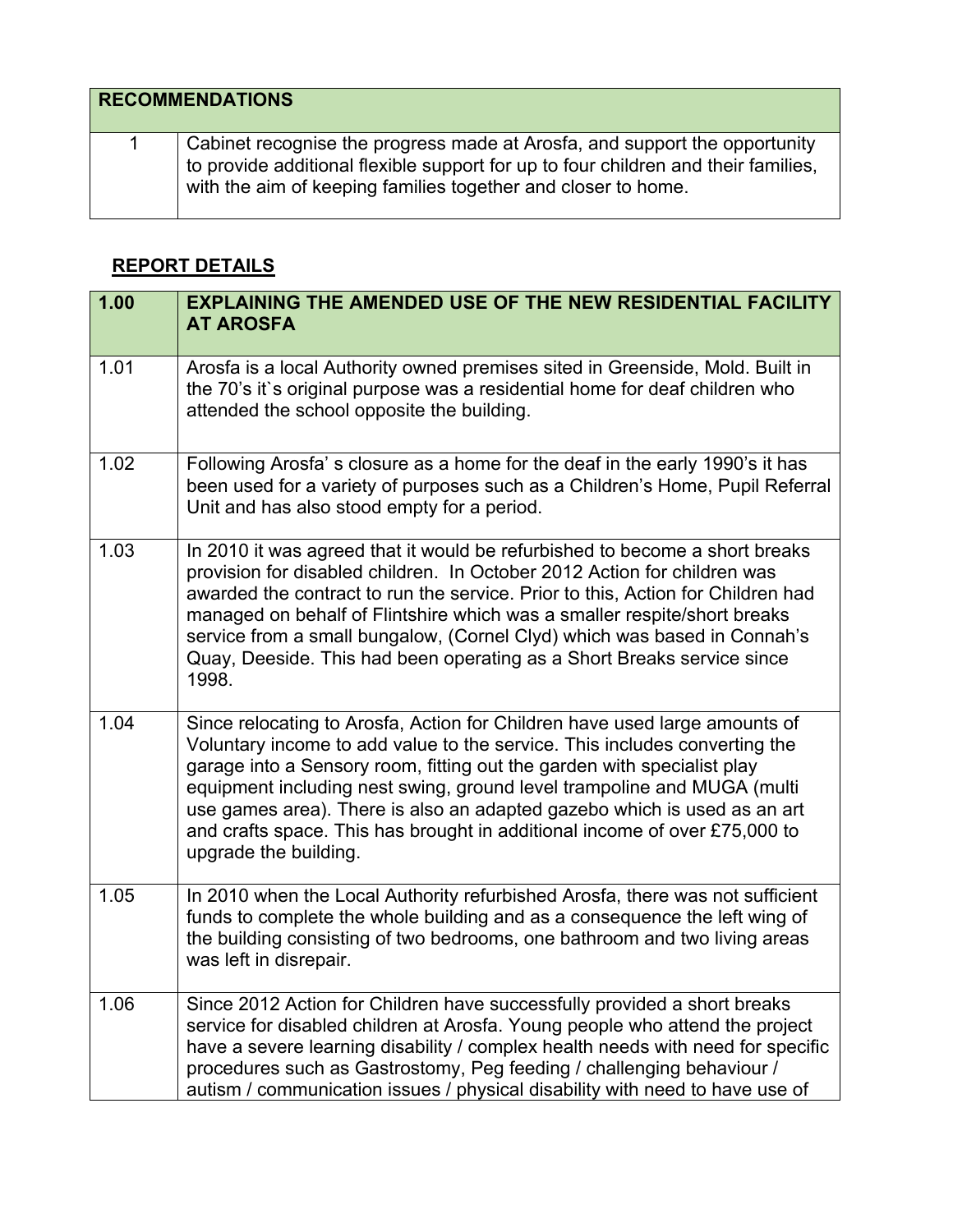| RECOMMENDATIONS | |
|---|---|
| 1 | Cabinet recognise the progress made at Arosfa, and support the opportunity to provide additional flexible support for up to four children and their families, with the aim of keeping families together and closer to home. |

## REPORT DETAILS

| 1.00 | EXPLAINING THE AMENDED USE OF THE NEW RESIDENTIAL FACILITY AT AROSFA |
|---|---|
| 1.01 | Arosfa is a local Authority owned premises sited in Greenside, Mold. Built in the 70's it`s original purpose was a residential home for deaf children who attended the school opposite the building. |
| 1.02 | Following Arosfa' s closure as a home for the deaf in the early 1990's it has been used for a variety of purposes such as a Children's Home, Pupil Referral Unit and has also stood empty for a period. |
| 1.03 | In 2010 it was agreed that it would be refurbished to become a short breaks provision for disabled children. In October 2012 Action for children was awarded the contract to run the service. Prior to this, Action for Children had managed on behalf of Flintshire which was a smaller respite/short breaks service from a small bungalow, (Cornel Clyd) which was based in Connah's Quay, Deeside. This had been operating as a Short Breaks service since 1998. |
| 1.04 | Since relocating to Arosfa, Action for Children have used large amounts of Voluntary income to add value to the service. This includes converting the garage into a Sensory room, fitting out the garden with specialist play equipment including nest swing, ground level trampoline and MUGA (multi use games area). There is also an adapted gazebo which is used as an art and crafts space. This has brought in additional income of over £75,000 to upgrade the building. |
| 1.05 | In 2010 when the Local Authority refurbished Arosfa, there was not sufficient funds to complete the whole building and as a consequence the left wing of the building consisting of two bedrooms, one bathroom and two living areas was left in disrepair. |
| 1.06 | Since 2012 Action for Children have successfully provided a short breaks service for disabled children at Arosfa. Young people who attend the project have a severe learning disability / complex health needs with need for specific procedures such as Gastrostomy, Peg feeding / challenging behaviour / autism / communication issues / physical disability with need to have use of |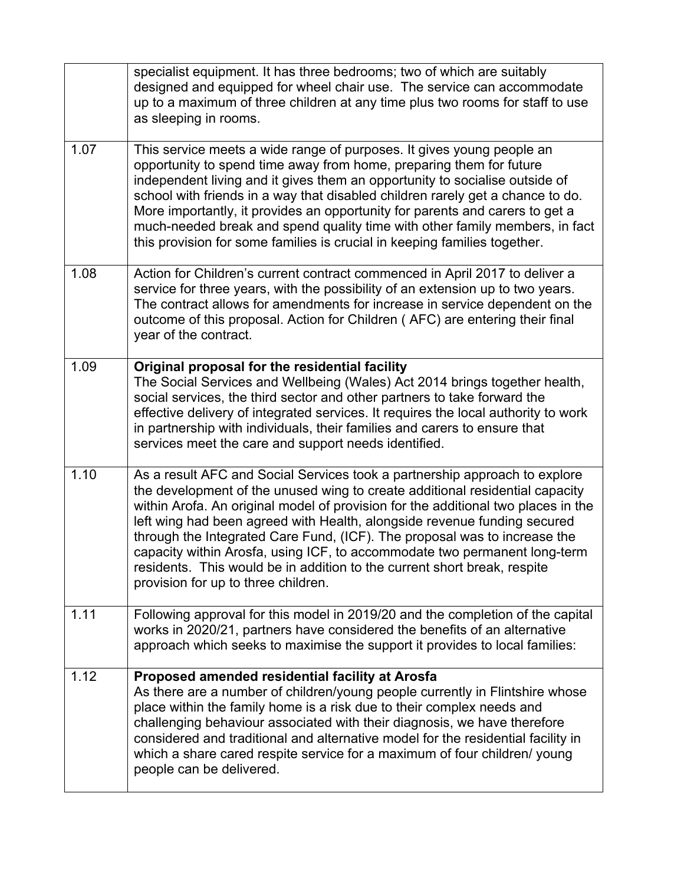| | |
|---|---|
| | specialist equipment. It has three bedrooms; two of which are suitably designed and equipped for wheel chair use. The service can accommodate up to a maximum of three children at any time plus two rooms for staff to use as sleeping in rooms. |
| 1.07 | This service meets a wide range of purposes. It gives young people an opportunity to spend time away from home, preparing them for future independent living and it gives them an opportunity to socialise outside of school with friends in a way that disabled children rarely get a chance to do. More importantly, it provides an opportunity for parents and carers to get a much-needed break and spend quality time with other family members, in fact this provision for some families is crucial in keeping families together. |
| 1.08 | Action for Children's current contract commenced in April 2017 to deliver a service for three years, with the possibility of an extension up to two years. The contract allows for amendments for increase in service dependent on the outcome of this proposal. Action for Children ( AFC) are entering their final year of the contract. |
| 1.09 | **Original proposal for the residential facility**<br>The Social Services and Wellbeing (Wales) Act 2014 brings together health, social services, the third sector and other partners to take forward the effective delivery of integrated services. It requires the local authority to work in partnership with individuals, their families and carers to ensure that services meet the care and support needs identified. |
| 1.10 | As a result AFC and Social Services took a partnership approach to explore the development of the unused wing to create additional residential capacity within Arofa. An original model of provision for the additional two places in the left wing had been agreed with Health, alongside revenue funding secured through the Integrated Care Fund, (ICF). The proposal was to increase the capacity within Arosfa, using ICF, to accommodate two permanent long-term residents. This would be in addition to the current short break, respite provision for up to three children. |
| 1.11 | Following approval for this model in 2019/20 and the completion of the capital works in 2020/21, partners have considered the benefits of an alternative approach which seeks to maximise the support it provides to local families: |
| 1.12 | **Proposed amended residential facility at Arosfa**<br>As there are a number of children/young people currently in Flintshire whose place within the family home is a risk due to their complex needs and challenging behaviour associated with their diagnosis, we have therefore considered and traditional and alternative model for the residential facility in which a share cared respite service for a maximum of four children/ young people can be delivered. |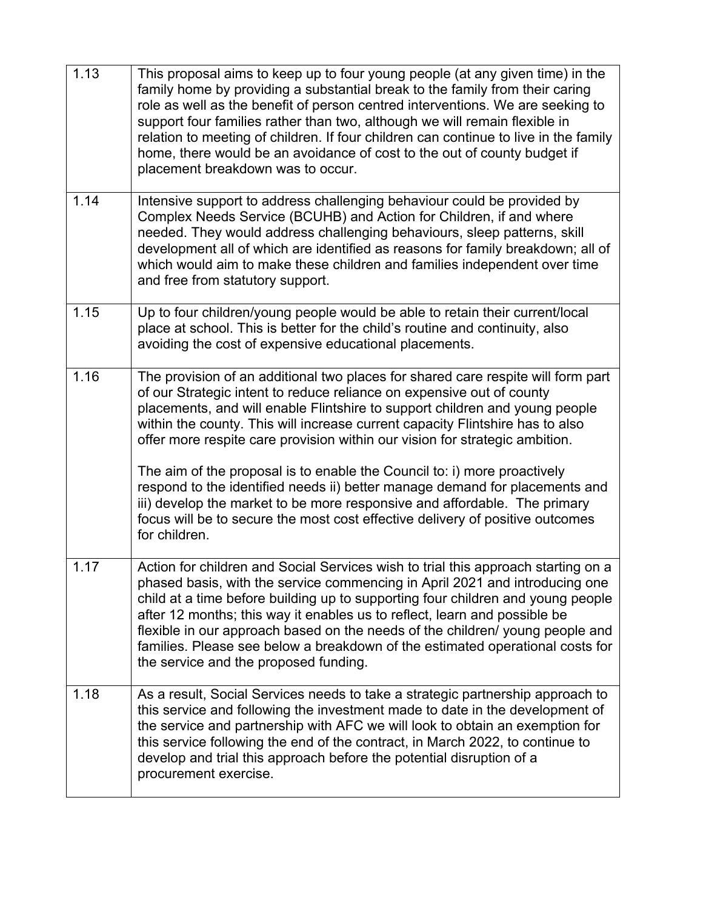| | |
|---|---|
| 1.13 | This proposal aims to keep up to four young people (at any given time) in the family home by providing a substantial break to the family from their caring role as well as the benefit of person centred interventions. We are seeking to support four families rather than two, although we will remain flexible in relation to meeting of children. If four children can continue to live in the family home, there would be an avoidance of cost to the out of county budget if placement breakdown was to occur. |
| 1.14 | Intensive support to address challenging behaviour could be provided by Complex Needs Service (BCUHB) and Action for Children, if and where needed. They would address challenging behaviours, sleep patterns, skill development all of which are identified as reasons for family breakdown; all of which would aim to make these children and families independent over time and free from statutory support. |
| 1.15 | Up to four children/young people would be able to retain their current/local place at school. This is better for the child's routine and continuity, also avoiding the cost of expensive educational placements. |
| 1.16 | The provision of an additional two places for shared care respite will form part of our Strategic intent to reduce reliance on expensive out of county placements, and will enable Flintshire to support children and young people within the county. This will increase current capacity Flintshire has to also offer more respite care provision within our vision for strategic ambition.<br><br>The aim of the proposal is to enable the Council to: i) more proactively respond to the identified needs ii) better manage demand for placements and iii) develop the market to be more responsive and affordable. The primary focus will be to secure the most cost effective delivery of positive outcomes for children. |
| 1.17 | Action for children and Social Services wish to trial this approach starting on a phased basis, with the service commencing in April 2021 and introducing one child at a time before building up to supporting four children and young people after 12 months; this way it enables us to reflect, learn and possible be flexible in our approach based on the needs of the children/ young people and families. Please see below a breakdown of the estimated operational costs for the service and the proposed funding. |
| 1.18 | As a result, Social Services needs to take a strategic partnership approach to this service and following the investment made to date in the development of the service and partnership with AFC we will look to obtain an exemption for this service following the end of the contract, in March 2022, to continue to develop and trial this approach before the potential disruption of a procurement exercise. |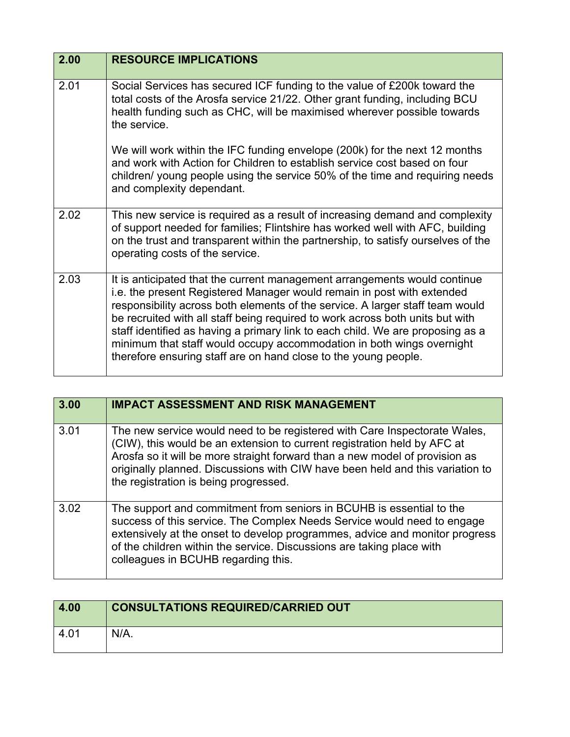| 2.00 | RESOURCE IMPLICATIONS |
|---|---|
| 2.01 | Social Services has secured ICF funding to the value of £200k toward the total costs of the Arosfa service 21/22. Other grant funding, including BCU health funding such as CHC, will be maximised wherever possible towards the service.<br><br>We will work within the IFC funding envelope (200k) for the next 12 months and work with Action for Children to establish service cost based on four children/ young people using the service 50% of the time and requiring needs and complexity dependant. |
| 2.02 | This new service is required as a result of increasing demand and complexity of support needed for families; Flintshire has worked well with AFC, building on the trust and transparent within the partnership, to satisfy ourselves of the operating costs of the service. |
| 2.03 | It is anticipated that the current management arrangements would continue i.e. the present Registered Manager would remain in post with extended responsibility across both elements of the service. A larger staff team would be recruited with all staff being required to work across both units but with staff identified as having a primary link to each child. We are proposing as a minimum that staff would occupy accommodation in both wings overnight therefore ensuring staff are on hand close to the young people. |

| 3.00 | IMPACT ASSESSMENT AND RISK MANAGEMENT |
|---|---|
| 3.01 | The new service would need to be registered with Care Inspectorate Wales, (CIW), this would be an extension to current registration held by AFC at Arosfa so it will be more straight forward than a new model of provision as originally planned. Discussions with CIW have been held and this variation to the registration is being progressed. |
| 3.02 | The support and commitment from seniors in BCUHB is essential to the success of this service. The Complex Needs Service would need to engage extensively at the onset to develop programmes, advice and monitor progress of the children within the service. Discussions are taking place with colleagues in BCUHB regarding this. |

| 4.00 | CONSULTATIONS REQUIRED/CARRIED OUT |
|---|---|
| 4.01 | N/A. |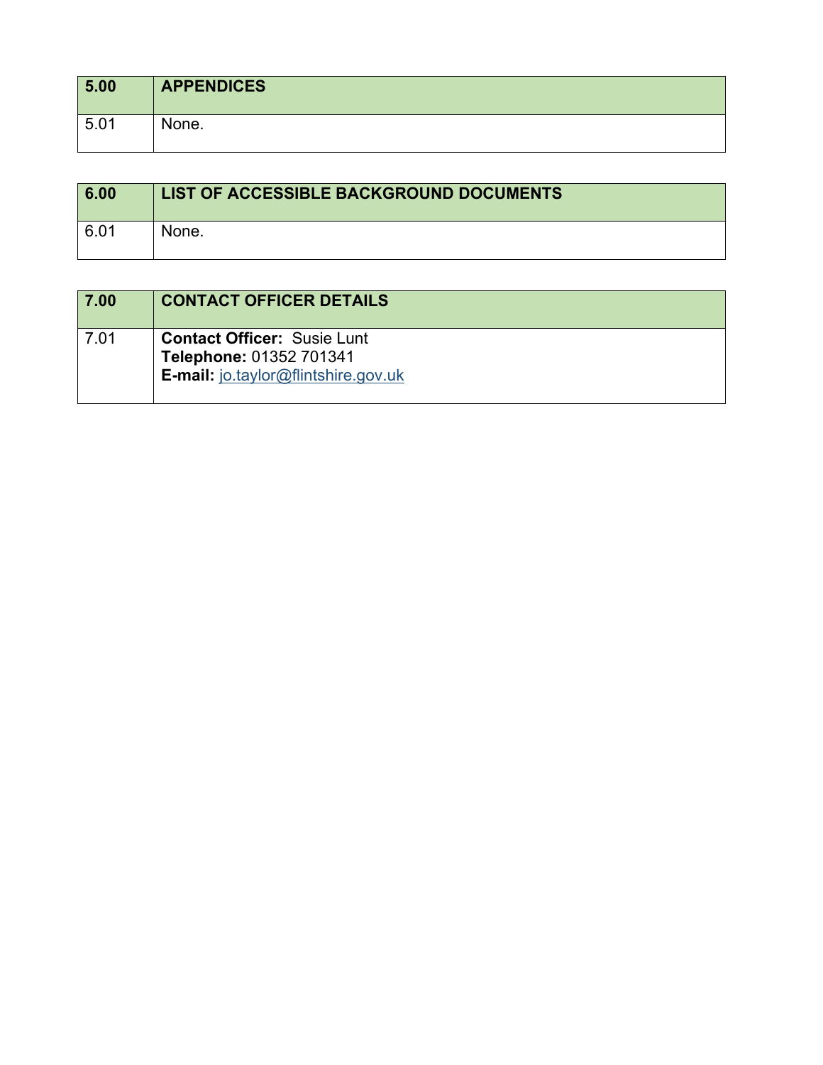| 5.00 | APPENDICES |
|---|---|
| 5.01 | None. |

| 6.00 | LIST OF ACCESSIBLE BACKGROUND DOCUMENTS |
|---|---|
| 6.01 | None. |

| 7.00 | CONTACT OFFICER DETAILS |
|---|---|
| 7.01 | **Contact Officer:** Susie Lunt<br>**Telephone:** 01352 701341<br>**E-mail:** jo.taylor@flintshire.gov.uk |